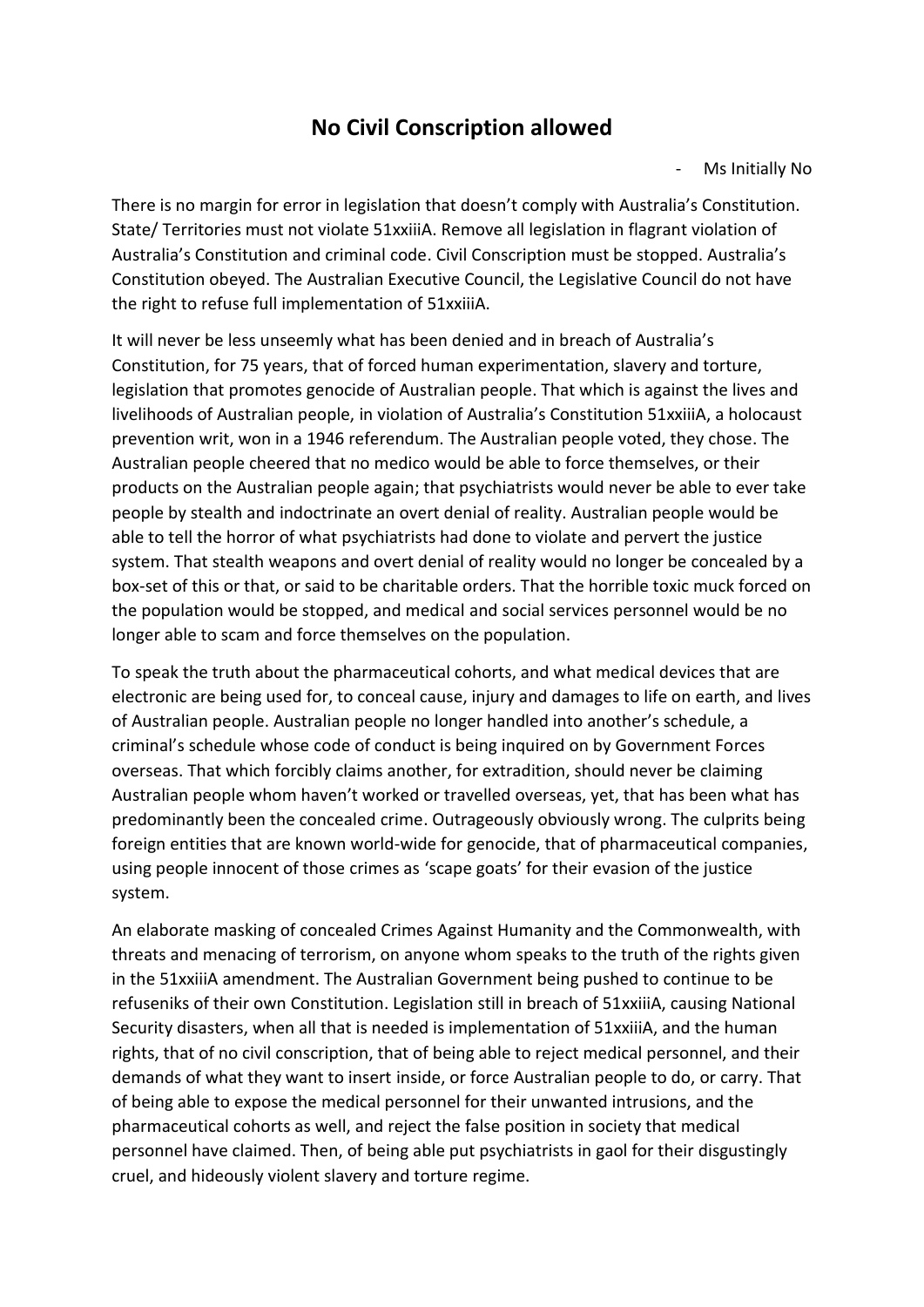# No Civil Conscription allowed

- Ms Initially No

There is no margin for error in legislation that doesn't comply with Australia's Constitution. State/ Territories must not violate 51xxiiiA. Remove all legislation in flagrant violation of Australia's Constitution and criminal code. Civil Conscription must be stopped. Australia's Constitution obeyed. The Australian Executive Council, the Legislative Council do not have the right to refuse full implementation of 51xxiiiA.

It will never be less unseemly what has been denied and in breach of Australia's Constitution, for 75 years, that of forced human experimentation, slavery and torture, legislation that promotes genocide of Australian people. That which is against the lives and livelihoods of Australian people, in violation of Australia's Constitution 51xxiiiA, a holocaust prevention writ, won in a 1946 referendum. The Australian people voted, they chose. The Australian people cheered that no medico would be able to force themselves, or their products on the Australian people again; that psychiatrists would never be able to ever take people by stealth and indoctrinate an overt denial of reality. Australian people would be able to tell the horror of what psychiatrists had done to violate and pervert the justice system. That stealth weapons and overt denial of reality would no longer be concealed by a box-set of this or that, or said to be charitable orders. That the horrible toxic muck forced on the population would be stopped, and medical and social services personnel would be no longer able to scam and force themselves on the population.

To speak the truth about the pharmaceutical cohorts, and what medical devices that are electronic are being used for, to conceal cause, injury and damages to life on earth, and lives of Australian people. Australian people no longer handled into another's schedule, a criminal's schedule whose code of conduct is being inquired on by Government Forces overseas. That which forcibly claims another, for extradition, should never be claiming Australian people whom haven't worked or travelled overseas, yet, that has been what has predominantly been the concealed crime. Outrageously obviously wrong. The culprits being foreign entities that are known world-wide for genocide, that of pharmaceutical companies, using people innocent of those crimes as 'scape goats' for their evasion of the justice system.

An elaborate masking of concealed Crimes Against Humanity and the Commonwealth, with threats and menacing of terrorism, on anyone whom speaks to the truth of the rights given in the 51xxiiiA amendment. The Australian Government being pushed to continue to be refuseniks of their own Constitution. Legislation still in breach of 51xxiiiA, causing National Security disasters, when all that is needed is implementation of 51xxiiiA, and the human rights, that of no civil conscription, that of being able to reject medical personnel, and their demands of what they want to insert inside, or force Australian people to do, or carry. That of being able to expose the medical personnel for their unwanted intrusions, and the pharmaceutical cohorts as well, and reject the false position in society that medical personnel have claimed. Then, of being able put psychiatrists in gaol for their disgustingly cruel, and hideously violent slavery and torture regime.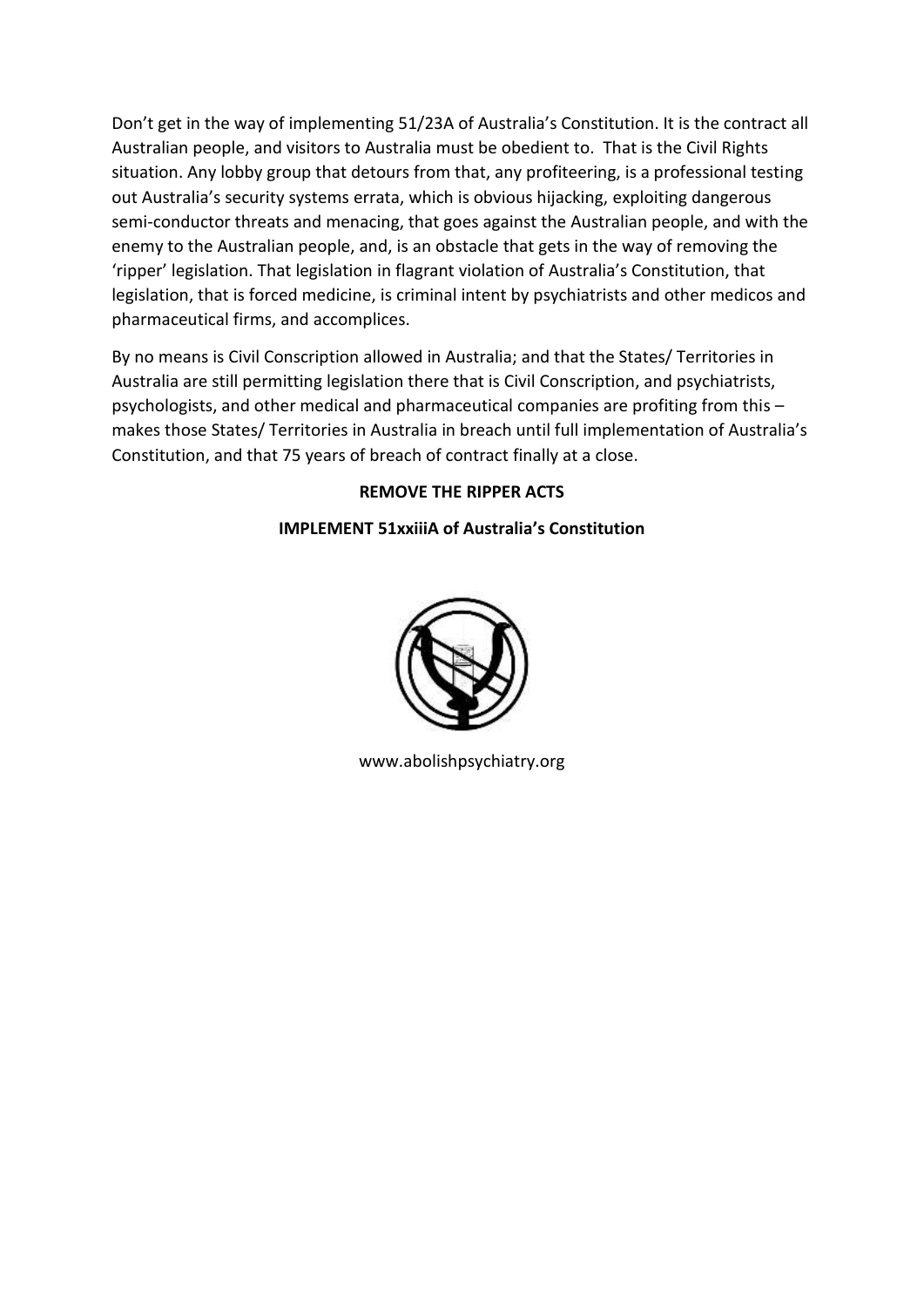Don't get in the way of implementing 51/23A of Australia's Constitution. It is the contract all Australian people, and visitors to Australia must be obedient to. That is the Civil Rights situation. Any lobby group that detours from that, any profiteering, is a professional testing out Australia's security systems errata, which is obvious hijacking, exploiting dangerous semi-conductor threats and menacing, that goes against the Australian people, and with the enemy to the Australian people, and, is an obstacle that gets in the way of removing the 'ripper' legislation. That legislation in flagrant violation of Australia's Constitution, that legislation, that is forced medicine, is criminal intent by psychiatrists and other medicos and pharmaceutical firms, and accomplices.

By no means is Civil Conscription allowed in Australia; and that the States/ Territories in Australia are still permitting legislation there that is Civil Conscription, and psychiatrists, psychologists, and other medical and pharmaceutical companies are profiting from this – makes those States/ Territories in Australia in breach until full implementation of Australia's Constitution, and that 75 years of breach of contract finally at a close.

**REMOVE THE RIPPER ACTS**

**IMPLEMENT 51xxiiiA of Australia's Constitution**

www.abolishpsychiatry.org